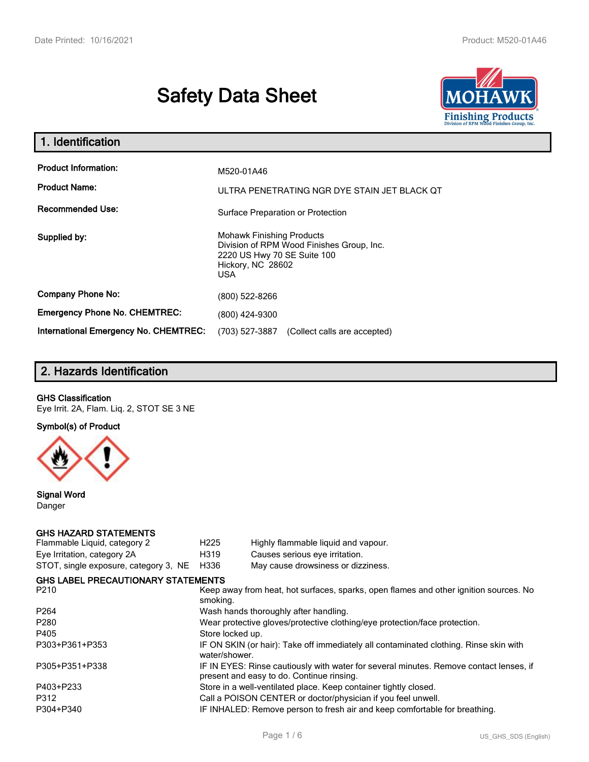# Safety Data Sheet

## 1. Identification

| | |
|---|---|
| **Product Information:** | M520-01A46 |
| **Product Name:** | ULTRA PENETRATING NGR DYE STAIN JET BLACK QT |
| **Recommended Use:** | Surface Preparation or Protection |
| **Supplied by:** | Mohawk Finishing Products<br>Division of RPM Wood Finishes Group, Inc.<br>2220 US Hwy 70 SE Suite 100<br>Hickory, NC 28602<br>USA |
| **Company Phone No:** | (800) 522-8266 |
| **Emergency Phone No. CHEMTREC:** | (800) 424-9300 |
| **International Emergency No. CHEMTREC:** | (703) 527-3887 (Collect calls are accepted) |

## 2. Hazards Identification

**GHS Classification**

Eye Irrit. 2A, Flam. Liq. 2, STOT SE 3 NE

**Symbol(s) of Product**

**Signal Word**

Danger

**GHS HAZARD STATEMENTS**

| | | |
|---|---|---|
| Flammable Liquid, category 2 | H225 | Highly flammable liquid and vapour. |
| Eye Irritation, category 2A | H319 | Causes serious eye irritation. |
| STOT, single exposure, category 3, NE | H336 | May cause drowsiness or dizziness. |

**GHS LABEL PRECAUTIONARY STATEMENTS**

| | |
|---|---|
| P210 | Keep away from heat, hot surfaces, sparks, open flames and other ignition sources. No smoking. |
| P264 | Wash hands thoroughly after handling. |
| P280 | Wear protective gloves/protective clothing/eye protection/face protection. |
| P405 | Store locked up. |
| P303+P361+P353 | IF ON SKIN (or hair): Take off immediately all contaminated clothing. Rinse skin with water/shower. |
| P305+P351+P338 | IF IN EYES: Rinse cautiously with water for several minutes. Remove contact lenses, if present and easy to do. Continue rinsing. |
| P403+P233 | Store in a well-ventilated place. Keep container tightly closed. |
| P312 | Call a POISON CENTER or doctor/physician if you feel unwell. |
| P304+P340 | IF INHALED: Remove person to fresh air and keep comfortable for breathing. |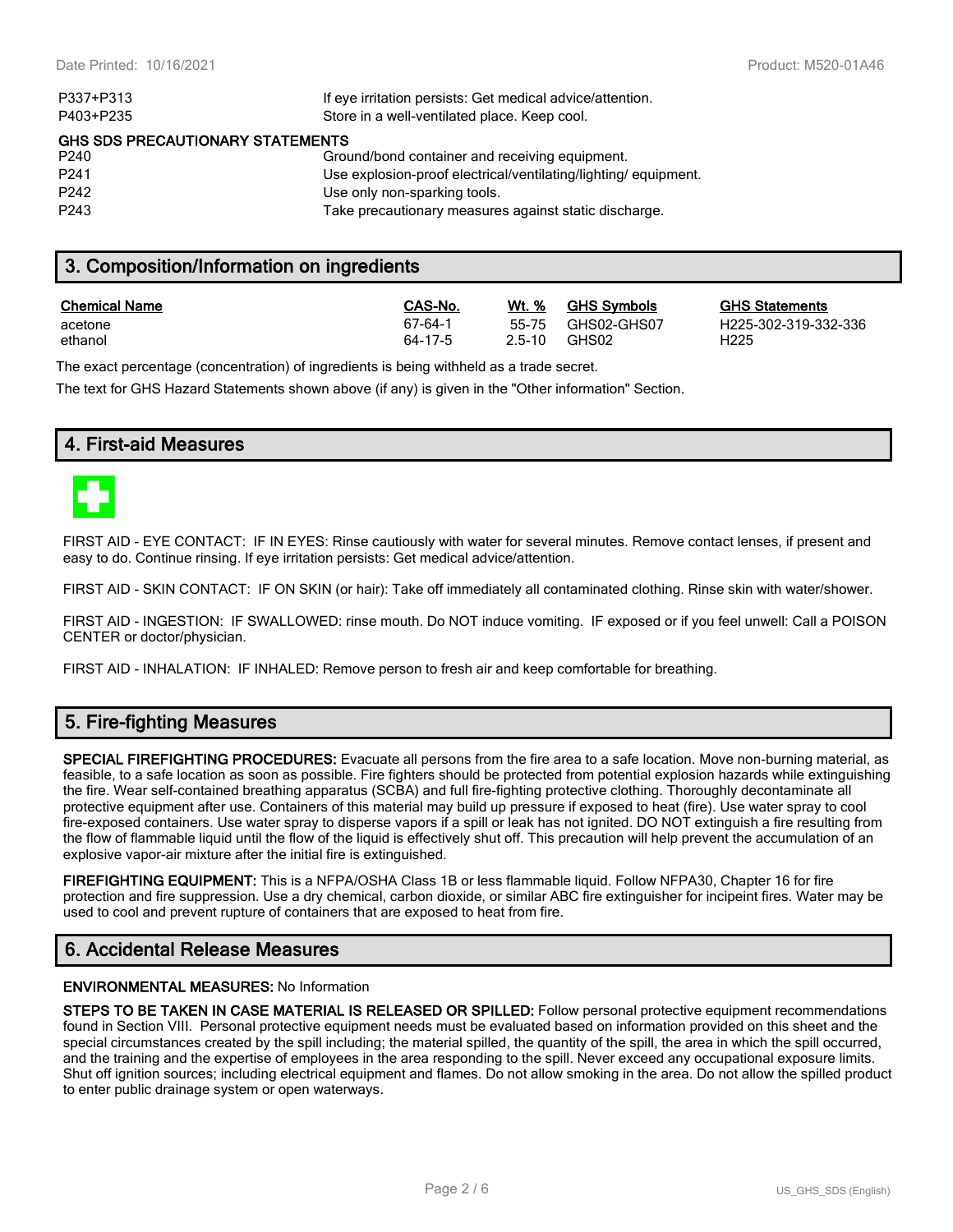| | |
|---|---|
| P337+P313 | If eye irritation persists: Get medical advice/attention. |
| P403+P235 | Store in a well-ventilated place. Keep cool. |

**GHS SDS PRECAUTIONARY STATEMENTS**

| | |
|---|---|
| P240 | Ground/bond container and receiving equipment. |
| P241 | Use explosion-proof electrical/ventilating/lighting/ equipment. |
| P242 | Use only non-sparking tools. |
| P243 | Take precautionary measures against static discharge. |

## 3. Composition/Information on ingredients

| Chemical Name | CAS-No. | Wt. % | GHS Symbols | GHS Statements |
|---|---|---|---|---|
| acetone | 67-64-1 | 55-75 | GHS02-GHS07 | H225-302-319-332-336 |
| ethanol | 64-17-5 | 2.5-10 | GHS02 | H225 |

The exact percentage (concentration) of ingredients is being withheld as a trade secret.

The text for GHS Hazard Statements shown above (if any) is given in the "Other information" Section.

## 4. First-aid Measures

FIRST AID - EYE CONTACT: IF IN EYES: Rinse cautiously with water for several minutes. Remove contact lenses, if present and easy to do. Continue rinsing. If eye irritation persists: Get medical advice/attention.

FIRST AID - SKIN CONTACT: IF ON SKIN (or hair): Take off immediately all contaminated clothing. Rinse skin with water/shower.

FIRST AID - INGESTION: IF SWALLOWED: rinse mouth. Do NOT induce vomiting. IF exposed or if you feel unwell: Call a POISON CENTER or doctor/physician.

FIRST AID - INHALATION: IF INHALED: Remove person to fresh air and keep comfortable for breathing.

## 5. Fire-fighting Measures

**SPECIAL FIREFIGHTING PROCEDURES:** Evacuate all persons from the fire area to a safe location. Move non-burning material, as feasible, to a safe location as soon as possible. Fire fighters should be protected from potential explosion hazards while extinguishing the fire. Wear self-contained breathing apparatus (SCBA) and full fire-fighting protective clothing. Thoroughly decontaminate all protective equipment after use. Containers of this material may build up pressure if exposed to heat (fire). Use water spray to cool fire-exposed containers. Use water spray to disperse vapors if a spill or leak has not ignited. DO NOT extinguish a fire resulting from the flow of flammable liquid until the flow of the liquid is effectively shut off. This precaution will help prevent the accumulation of an explosive vapor-air mixture after the initial fire is extinguished.

**FIREFIGHTING EQUIPMENT:** This is a NFPA/OSHA Class 1B or less flammable liquid. Follow NFPA30, Chapter 16 for fire protection and fire suppression. Use a dry chemical, carbon dioxide, or similar ABC fire extinguisher for incipeint fires. Water may be used to cool and prevent rupture of containers that are exposed to heat from fire.

## 6. Accidental Release Measures

**ENVIRONMENTAL MEASURES:** No Information

**STEPS TO BE TAKEN IN CASE MATERIAL IS RELEASED OR SPILLED:** Follow personal protective equipment recommendations found in Section VIII. Personal protective equipment needs must be evaluated based on information provided on this sheet and the special circumstances created by the spill including; the material spilled, the quantity of the spill, the area in which the spill occurred, and the training and the expertise of employees in the area responding to the spill. Never exceed any occupational exposure limits. Shut off ignition sources; including electrical equipment and flames. Do not allow smoking in the area. Do not allow the spilled product to enter public drainage system or open waterways.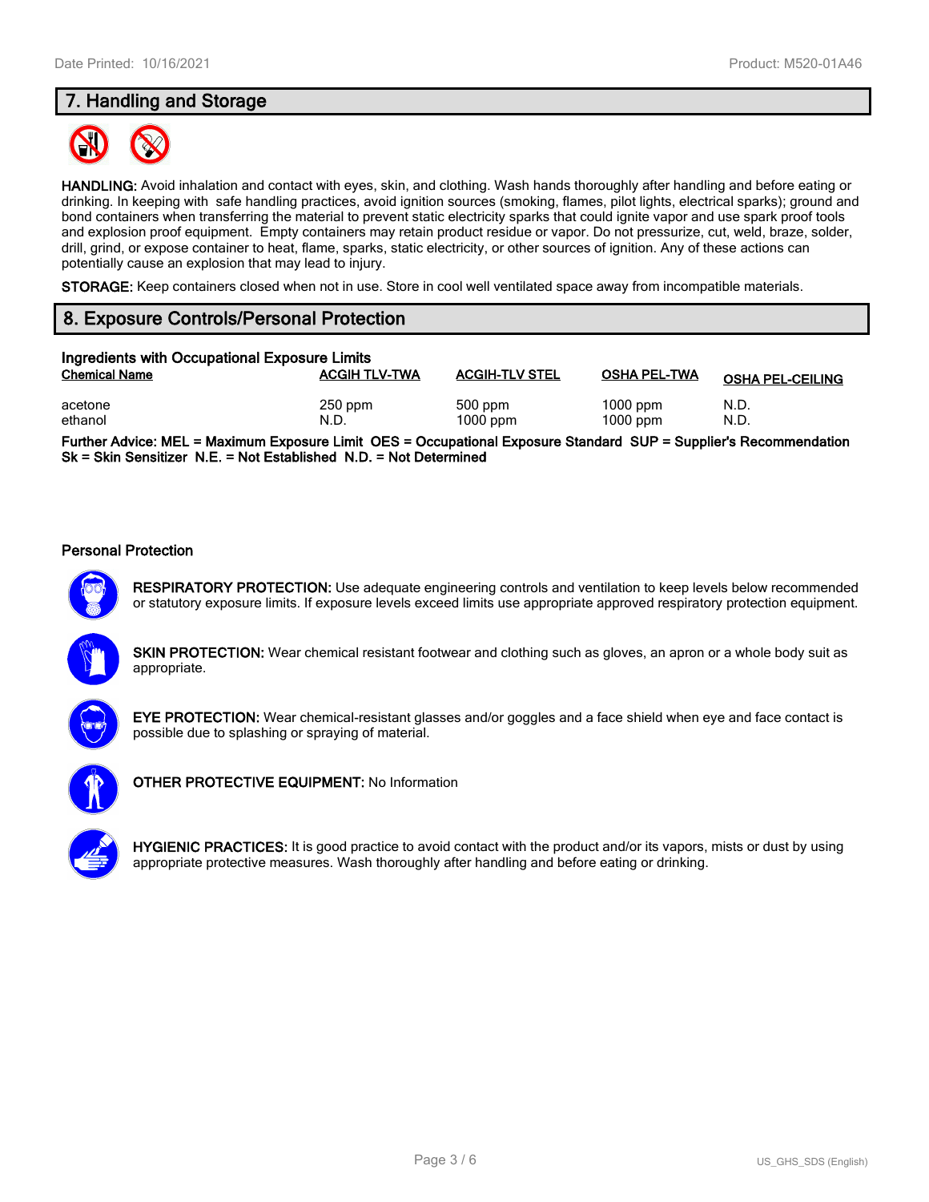## 7. Handling and Storage

**HANDLING:** Avoid inhalation and contact with eyes, skin, and clothing. Wash hands thoroughly after handling and before eating or drinking. In keeping with safe handling practices, avoid ignition sources (smoking, flames, pilot lights, electrical sparks); ground and bond containers when transferring the material to prevent static electricity sparks that could ignite vapor and use spark proof tools and explosion proof equipment. Empty containers may retain product residue or vapor. Do not pressurize, cut, weld, braze, solder, drill, grind, or expose container to heat, flame, sparks, static electricity, or other sources of ignition. Any of these actions can potentially cause an explosion that may lead to injury.

**STORAGE:** Keep containers closed when not in use. Store in cool well ventilated space away from incompatible materials.

## 8. Exposure Controls/Personal Protection

### Ingredients with Occupational Exposure Limits

| Chemical Name | ACGIH TLV-TWA | ACGIH-TLV STEL | OSHA PEL-TWA | OSHA PEL-CEILING |
|---|---|---|---|---|
| acetone | 250 ppm | 500 ppm | 1000 ppm | N.D. |
| ethanol | N.D. | 1000 ppm | 1000 ppm | N.D. |

**Further Advice: MEL = Maximum Exposure Limit OES = Occupational Exposure Standard SUP = Supplier's Recommendation Sk = Skin Sensitizer N.E. = Not Established N.D. = Not Determined**

### Personal Protection

**RESPIRATORY PROTECTION:** Use adequate engineering controls and ventilation to keep levels below recommended or statutory exposure limits. If exposure levels exceed limits use appropriate approved respiratory protection equipment.

**SKIN PROTECTION:** Wear chemical resistant footwear and clothing such as gloves, an apron or a whole body suit as appropriate.

**EYE PROTECTION:** Wear chemical-resistant glasses and/or goggles and a face shield when eye and face contact is possible due to splashing or spraying of material.

**OTHER PROTECTIVE EQUIPMENT:** No Information

**HYGIENIC PRACTICES:** It is good practice to avoid contact with the product and/or its vapors, mists or dust by using appropriate protective measures. Wash thoroughly after handling and before eating or drinking.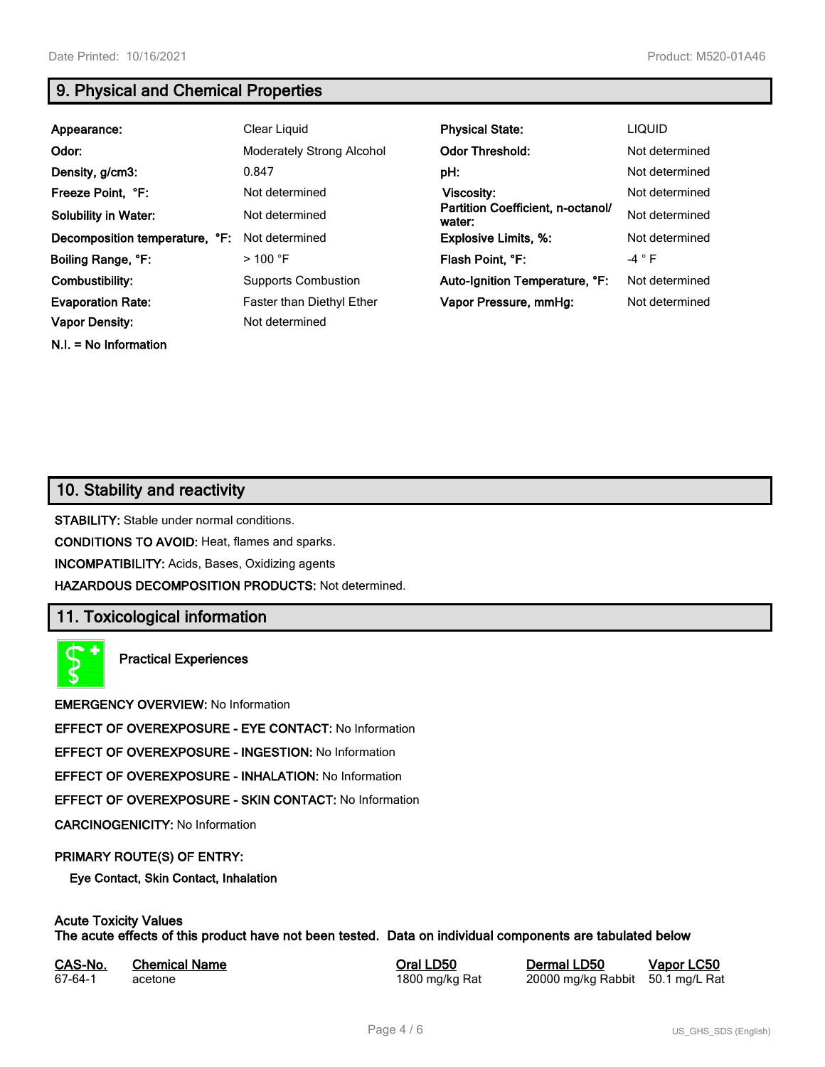## 9. Physical and Chemical Properties

| | | | |
|---|---|---|---|
| **Appearance:** | Clear Liquid | **Physical State:** | LIQUID |
| **Odor:** | Moderately Strong Alcohol | **Odor Threshold:** | Not determined |
| **Density, g/cm3:** | 0.847 | **pH:** | Not determined |
| **Freeze Point, °F:** | Not determined | **Viscosity:** | Not determined |
| **Solubility in Water:** | Not determined | **Partition Coefficient, n-octanol/water:** | Not determined |
| **Decomposition temperature, °F:** | Not determined | **Explosive Limits, %:** | Not determined |
| **Boiling Range, °F:** | > 100 °F | **Flash Point, °F:** | -4 ° F |
| **Combustibility:** | Supports Combustion | **Auto-Ignition Temperature, °F:** | Not determined |
| **Evaporation Rate:** | Faster than Diethyl Ether | **Vapor Pressure, mmHg:** | Not determined |
| **Vapor Density:** | Not determined | | |

**N.I. = No Information**

## 10. Stability and reactivity

**STABILITY:** Stable under normal conditions.

**CONDITIONS TO AVOID:** Heat, flames and sparks.

**INCOMPATIBILITY:** Acids, Bases, Oxidizing agents

**HAZARDOUS DECOMPOSITION PRODUCTS:** Not determined.

## 11. Toxicological information

**Practical Experiences**

**EMERGENCY OVERVIEW:** No Information

**EFFECT OF OVEREXPOSURE - EYE CONTACT:** No Information

**EFFECT OF OVEREXPOSURE - INGESTION:** No Information

**EFFECT OF OVEREXPOSURE - INHALATION:** No Information

**EFFECT OF OVEREXPOSURE - SKIN CONTACT:** No Information

**CARCINOGENICITY:** No Information

**PRIMARY ROUTE(S) OF ENTRY:**

**Eye Contact, Skin Contact, Inhalation**

**Acute Toxicity Values**
**The acute effects of this product have not been tested. Data on individual components are tabulated below**

| CAS-No. | Chemical Name | Oral LD50 | Dermal LD50 | Vapor LC50 |
|---|---|---|---|---|
| 67-64-1 | acetone | 1800 mg/kg Rat | 20000 mg/kg Rabbit | 50.1 mg/L Rat |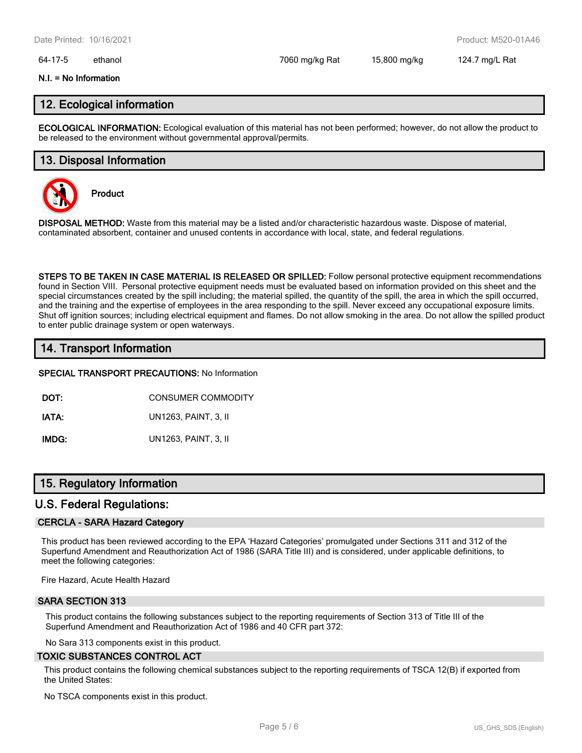| 64-17-5 | ethanol | 7060 mg/kg Rat | 15,800 mg/kg | 124.7 mg/L Rat |
|---|---|---|---|---|

**N.I. = No Information**

## 12. Ecological information

**ECOLOGICAL INFORMATION:** Ecological evaluation of this material has not been performed; however, do not allow the product to be released to the environment without governmental approval/permits.

## 13. Disposal Information

**Product**

**DISPOSAL METHOD:** Waste from this material may be a listed and/or characteristic hazardous waste. Dispose of material, contaminated absorbent, container and unused contents in accordance with local, state, and federal regulations.

**STEPS TO BE TAKEN IN CASE MATERIAL IS RELEASED OR SPILLED:** Follow personal protective equipment recommendations found in Section VIII. Personal protective equipment needs must be evaluated based on information provided on this sheet and the special circumstances created by the spill including; the material spilled, the quantity of the spill, the area in which the spill occurred, and the training and the expertise of employees in the area responding to the spill. Never exceed any occupational exposure limits. Shut off ignition sources; including electrical equipment and flames. Do not allow smoking in the area. Do not allow the spilled product to enter public drainage system or open waterways.

## 14. Transport Information

**SPECIAL TRANSPORT PRECAUTIONS:** No Information

**DOT:** CONSUMER COMMODITY

**IATA:** UN1263, PAINT, 3, II

**IMDG:** UN1263, PAINT, 3, II

## 15. Regulatory Information

## U.S. Federal Regulations:

### CERCLA - SARA Hazard Category

This product has been reviewed according to the EPA 'Hazard Categories' promulgated under Sections 311 and 312 of the Superfund Amendment and Reauthorization Act of 1986 (SARA Title III) and is considered, under applicable definitions, to meet the following categories:

Fire Hazard, Acute Health Hazard

### SARA SECTION 313

This product contains the following substances subject to the reporting requirements of Section 313 of Title III of the Superfund Amendment and Reauthorization Act of 1986 and 40 CFR part 372:

No Sara 313 components exist in this product.

### TOXIC SUBSTANCES CONTROL ACT

This product contains the following chemical substances subject to the reporting requirements of TSCA 12(B) if exported from the United States:

No TSCA components exist in this product.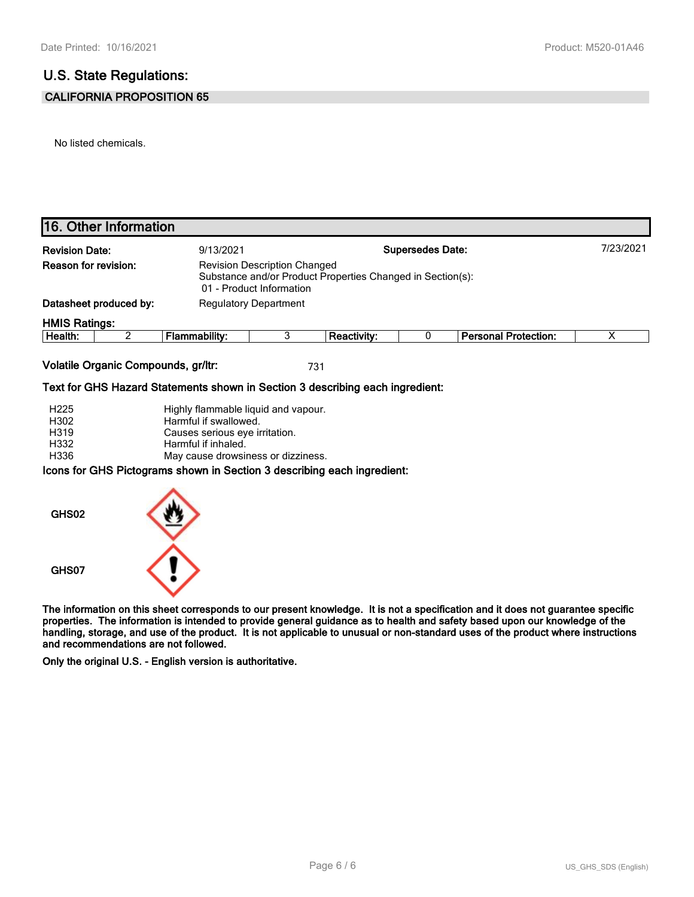## U.S. State Regulations:

### CALIFORNIA PROPOSITION 65

No listed chemicals.

## 16. Other Information

**Revision Date:** 9/13/2021 **Supersedes Date:** 7/23/2021

**Reason for revision:** Revision Description Changed
Substance and/or Product Properties Changed in Section(s):
01 - Product Information

**Datasheet produced by:** Regulatory Department

**HMIS Ratings:**

| | | | | | | | |
|---|---|---|---|---|---|---|---|
| **Health:** | 2 | **Flammability:** | 3 | **Reactivity:** | 0 | **Personal Protection:** | X |

**Volatile Organic Compounds, gr/ltr:** 731

**Text for GHS Hazard Statements shown in Section 3 describing each ingredient:**

| | |
|---|---|
| H225 | Highly flammable liquid and vapour. |
| H302 | Harmful if swallowed. |
| H319 | Causes serious eye irritation. |
| H332 | Harmful if inhaled. |
| H336 | May cause drowsiness or dizziness. |

**Icons for GHS Pictograms shown in Section 3 describing each ingredient:**

GHS02

GHS07

**The information on this sheet corresponds to our present knowledge. It is not a specification and it does not guarantee specific properties. The information is intended to provide general guidance as to health and safety based upon our knowledge of the handling, storage, and use of the product. It is not applicable to unusual or non-standard uses of the product where instructions and recommendations are not followed.**

**Only the original U.S. - English version is authoritative.**